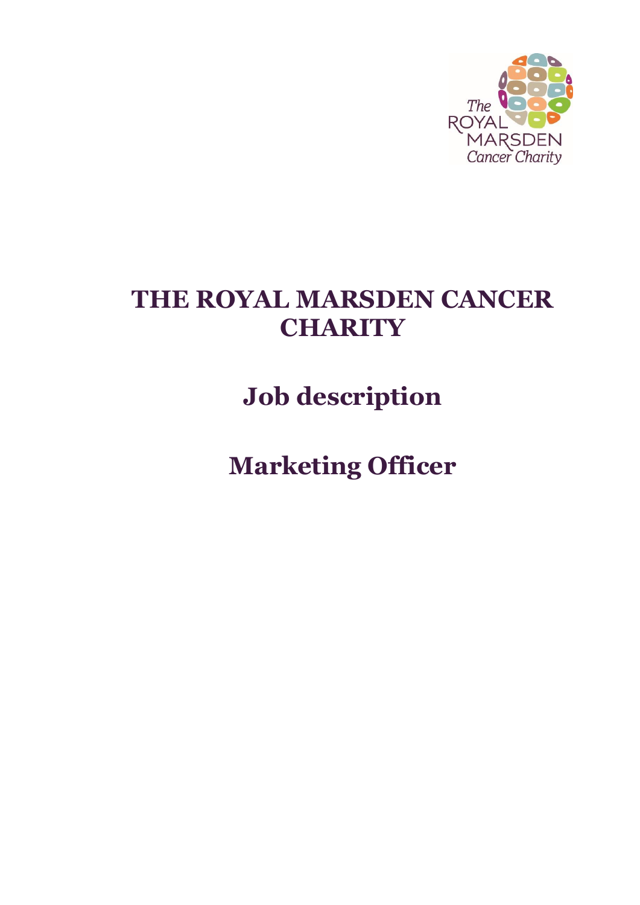# THE ROYAL MARSDEN CANCER CHARITY

## Job description

## Marketing Officer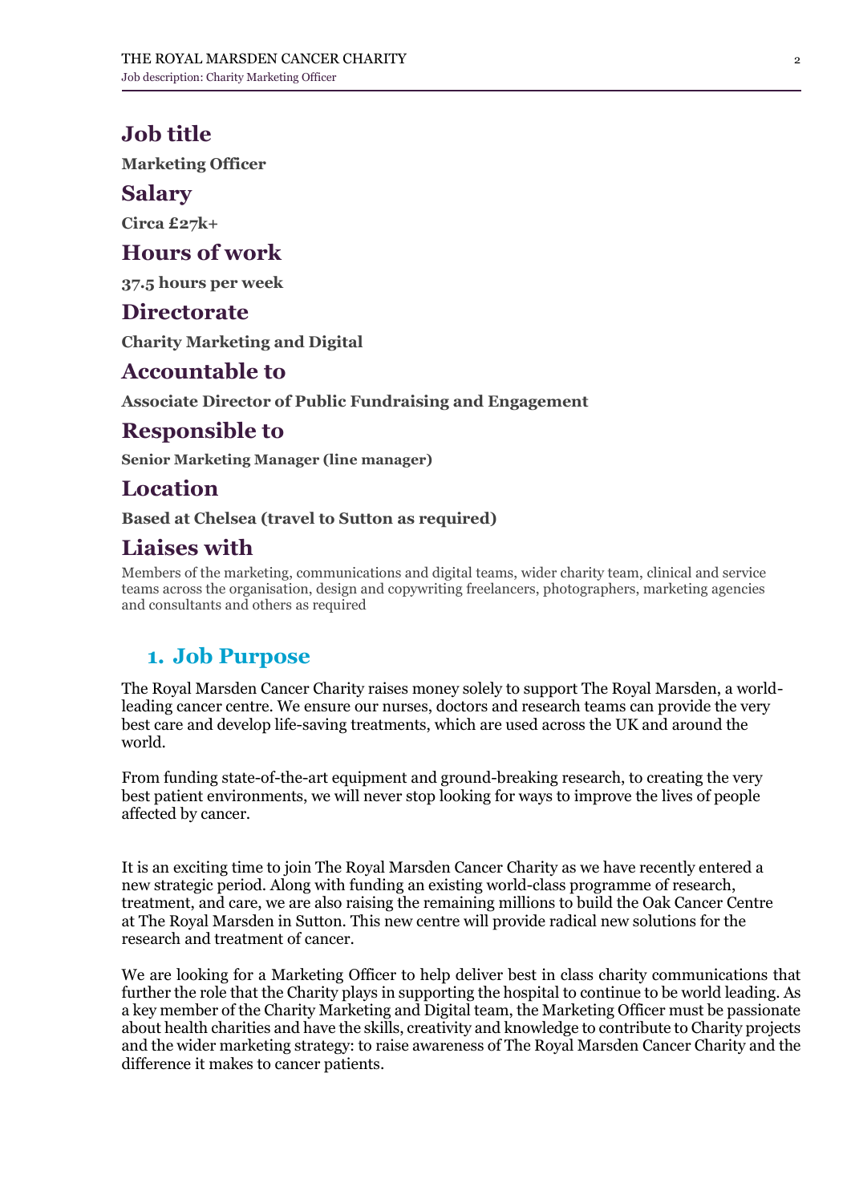## Job title

**Marketing Officer**

## Salary

**Circa £27k+**

## Hours of work

**37.5 hours per week**

## Directorate

**Charity Marketing and Digital**

## Accountable to

**Associate Director of Public Fundraising and Engagement**

## Responsible to

**Senior Marketing Manager (line manager)**

## Location

**Based at Chelsea (travel to Sutton as required)**

## Liaises with

Members of the marketing, communications and digital teams, wider charity team, clinical and service teams across the organisation, design and copywriting freelancers, photographers, marketing agencies and consultants and others as required

## 1. Job Purpose

The Royal Marsden Cancer Charity raises money solely to support The Royal Marsden, a world-leading cancer centre. We ensure our nurses, doctors and research teams can provide the very best care and develop life-saving treatments, which are used across the UK and around the world.

From funding state-of-the-art equipment and ground-breaking research, to creating the very best patient environments, we will never stop looking for ways to improve the lives of people affected by cancer.

It is an exciting time to join The Royal Marsden Cancer Charity as we have recently entered a new strategic period. Along with funding an existing world-class programme of research, treatment, and care, we are also raising the remaining millions to build the Oak Cancer Centre at The Royal Marsden in Sutton. This new centre will provide radical new solutions for the research and treatment of cancer.

We are looking for a Marketing Officer to help deliver best in class charity communications that further the role that the Charity plays in supporting the hospital to continue to be world leading. As a key member of the Charity Marketing and Digital team, the Marketing Officer must be passionate about health charities and have the skills, creativity and knowledge to contribute to Charity projects and the wider marketing strategy: to raise awareness of The Royal Marsden Cancer Charity and the difference it makes to cancer patients.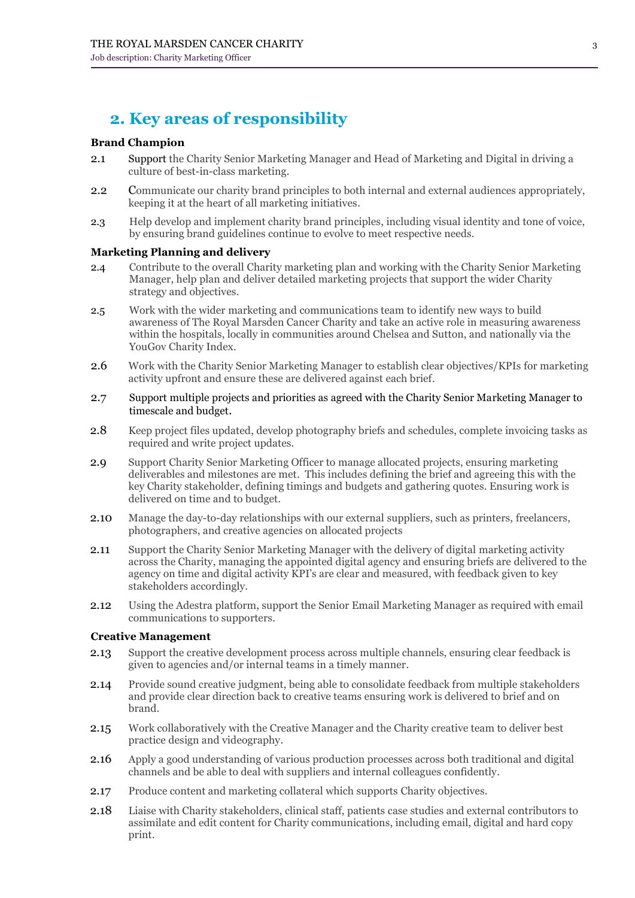## 2. Key areas of responsibility

**Brand Champion**

2.1 Support the Charity Senior Marketing Manager and Head of Marketing and Digital in driving a culture of best-in-class marketing.

2.2 Communicate our charity brand principles to both internal and external audiences appropriately, keeping it at the heart of all marketing initiatives.

2.3 Help develop and implement charity brand principles, including visual identity and tone of voice, by ensuring brand guidelines continue to evolve to meet respective needs.

**Marketing Planning and delivery**

2.4 Contribute to the overall Charity marketing plan and working with the Charity Senior Marketing Manager, help plan and deliver detailed marketing projects that support the wider Charity strategy and objectives.

2.5 Work with the wider marketing and communications team to identify new ways to build awareness of The Royal Marsden Cancer Charity and take an active role in measuring awareness within the hospitals, locally in communities around Chelsea and Sutton, and nationally via the YouGov Charity Index.

2.6 Work with the Charity Senior Marketing Manager to establish clear objectives/KPIs for marketing activity upfront and ensure these are delivered against each brief.

2.7 Support multiple projects and priorities as agreed with the Charity Senior Marketing Manager to timescale and budget.

2.8 Keep project files updated, develop photography briefs and schedules, complete invoicing tasks as required and write project updates.

2.9 Support Charity Senior Marketing Officer to manage allocated projects, ensuring marketing deliverables and milestones are met. This includes defining the brief and agreeing this with the key Charity stakeholder, defining timings and budgets and gathering quotes. Ensuring work is delivered on time and to budget.

2.10 Manage the day-to-day relationships with our external suppliers, such as printers, freelancers, photographers, and creative agencies on allocated projects

2.11 Support the Charity Senior Marketing Manager with the delivery of digital marketing activity across the Charity, managing the appointed digital agency and ensuring briefs are delivered to the agency on time and digital activity KPI's are clear and measured, with feedback given to key stakeholders accordingly.

2.12 Using the Adestra platform, support the Senior Email Marketing Manager as required with email communications to supporters.

**Creative Management**

2.13 Support the creative development process across multiple channels, ensuring clear feedback is given to agencies and/or internal teams in a timely manner.

2.14 Provide sound creative judgment, being able to consolidate feedback from multiple stakeholders and provide clear direction back to creative teams ensuring work is delivered to brief and on brand.

2.15 Work collaboratively with the Creative Manager and the Charity creative team to deliver best practice design and videography.

2.16 Apply a good understanding of various production processes across both traditional and digital channels and be able to deal with suppliers and internal colleagues confidently.

2.17 Produce content and marketing collateral which supports Charity objectives.

2.18 Liaise with Charity stakeholders, clinical staff, patients case studies and external contributors to assimilate and edit content for Charity communications, including email, digital and hard copy print.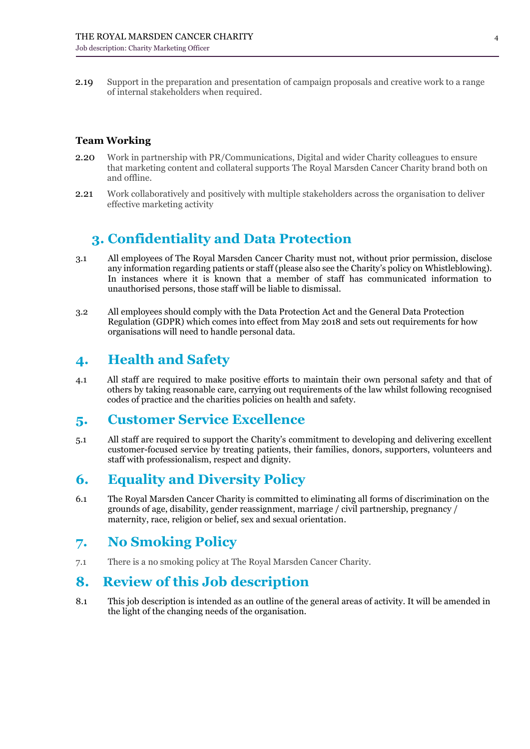2.19 Support in the preparation and presentation of campaign proposals and creative work to a range of internal stakeholders when required.

**Team Working**

2.20 Work in partnership with PR/Communications, Digital and wider Charity colleagues to ensure that marketing content and collateral supports The Royal Marsden Cancer Charity brand both on and offline.

2.21 Work collaboratively and positively with multiple stakeholders across the organisation to deliver effective marketing activity

## 3. Confidentiality and Data Protection

3.1 All employees of The Royal Marsden Cancer Charity must not, without prior permission, disclose any information regarding patients or staff (please also see the Charity's policy on Whistleblowing). In instances where it is known that a member of staff has communicated information to unauthorised persons, those staff will be liable to dismissal.

3.2 All employees should comply with the Data Protection Act and the General Data Protection Regulation (GDPR) which comes into effect from May 2018 and sets out requirements for how organisations will need to handle personal data.

## 4. Health and Safety

4.1 All staff are required to make positive efforts to maintain their own personal safety and that of others by taking reasonable care, carrying out requirements of the law whilst following recognised codes of practice and the charities policies on health and safety.

## 5. Customer Service Excellence

5.1 All staff are required to support the Charity's commitment to developing and delivering excellent customer-focused service by treating patients, their families, donors, supporters, volunteers and staff with professionalism, respect and dignity.

## 6. Equality and Diversity Policy

6.1 The Royal Marsden Cancer Charity is committed to eliminating all forms of discrimination on the grounds of age, disability, gender reassignment, marriage / civil partnership, pregnancy / maternity, race, religion or belief, sex and sexual orientation.

## 7. No Smoking Policy

7.1 There is a no smoking policy at The Royal Marsden Cancer Charity.

## 8. Review of this Job description

8.1 This job description is intended as an outline of the general areas of activity. It will be amended in the light of the changing needs of the organisation.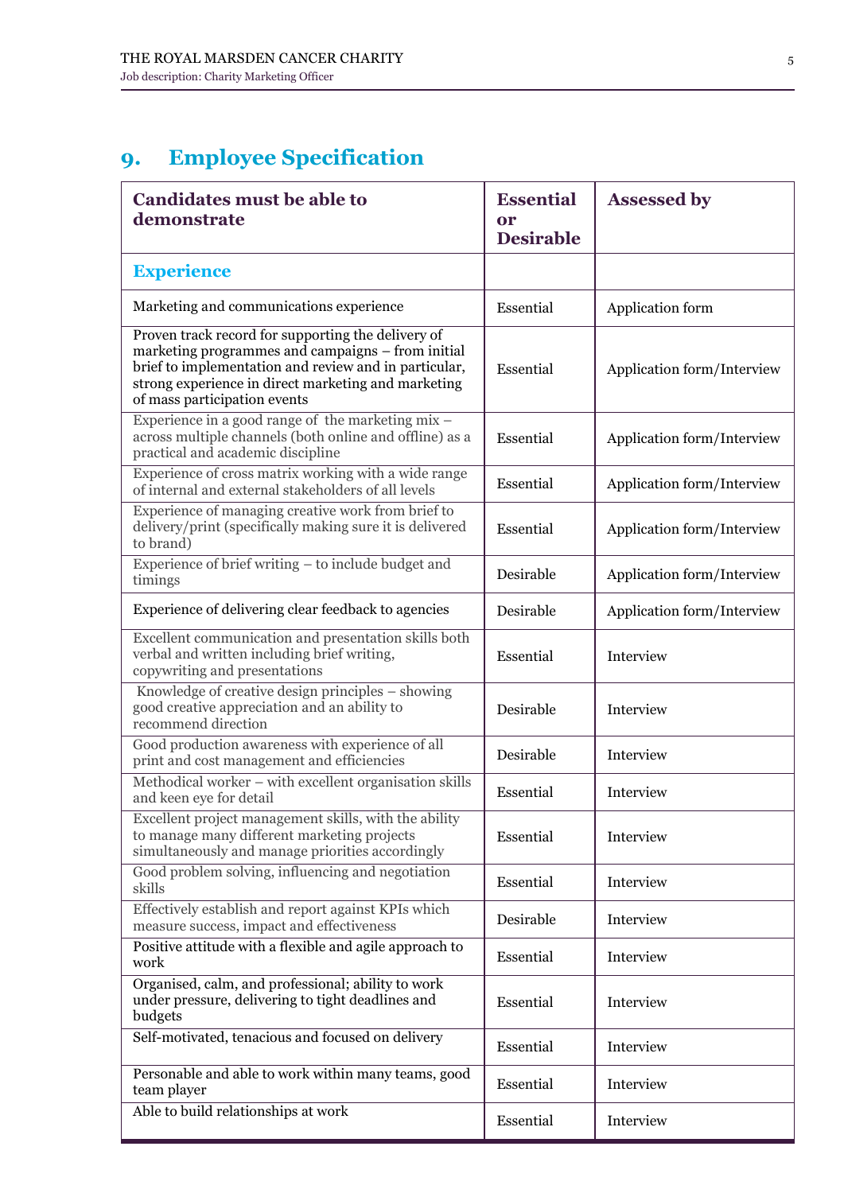## 9. Employee Specification

| Candidates must be able to demonstrate | Essential or Desirable | Assessed by |
|---|---|---|
| **Experience** | | |
| Marketing and communications experience | Essential | Application form |
| Proven track record for supporting the delivery of marketing programmes and campaigns – from initial brief to implementation and review and in particular, strong experience in direct marketing and marketing of mass participation events | Essential | Application form/Interview |
| Experience in a good range of the marketing mix – across multiple channels (both online and offline) as a practical and academic discipline | Essential | Application form/Interview |
| Experience of cross matrix working with a wide range of internal and external stakeholders of all levels | Essential | Application form/Interview |
| Experience of managing creative work from brief to delivery/print (specifically making sure it is delivered to brand) | Essential | Application form/Interview |
| Experience of brief writing – to include budget and timings | Desirable | Application form/Interview |
| Experience of delivering clear feedback to agencies | Desirable | Application form/Interview |
| Excellent communication and presentation skills both verbal and written including brief writing, copywriting and presentations | Essential | Interview |
| Knowledge of creative design principles – showing good creative appreciation and an ability to recommend direction | Desirable | Interview |
| Good production awareness with experience of all print and cost management and efficiencies | Desirable | Interview |
| Methodical worker – with excellent organisation skills and keen eye for detail | Essential | Interview |
| Excellent project management skills, with the ability to manage many different marketing projects simultaneously and manage priorities accordingly | Essential | Interview |
| Good problem solving, influencing and negotiation skills | Essential | Interview |
| Effectively establish and report against KPIs which measure success, impact and effectiveness | Desirable | Interview |
| Positive attitude with a flexible and agile approach to work | Essential | Interview |
| Organised, calm, and professional; ability to work under pressure, delivering to tight deadlines and budgets | Essential | Interview |
| Self-motivated, tenacious and focused on delivery | Essential | Interview |
| Personable and able to work within many teams, good team player | Essential | Interview |
| Able to build relationships at work | Essential | Interview |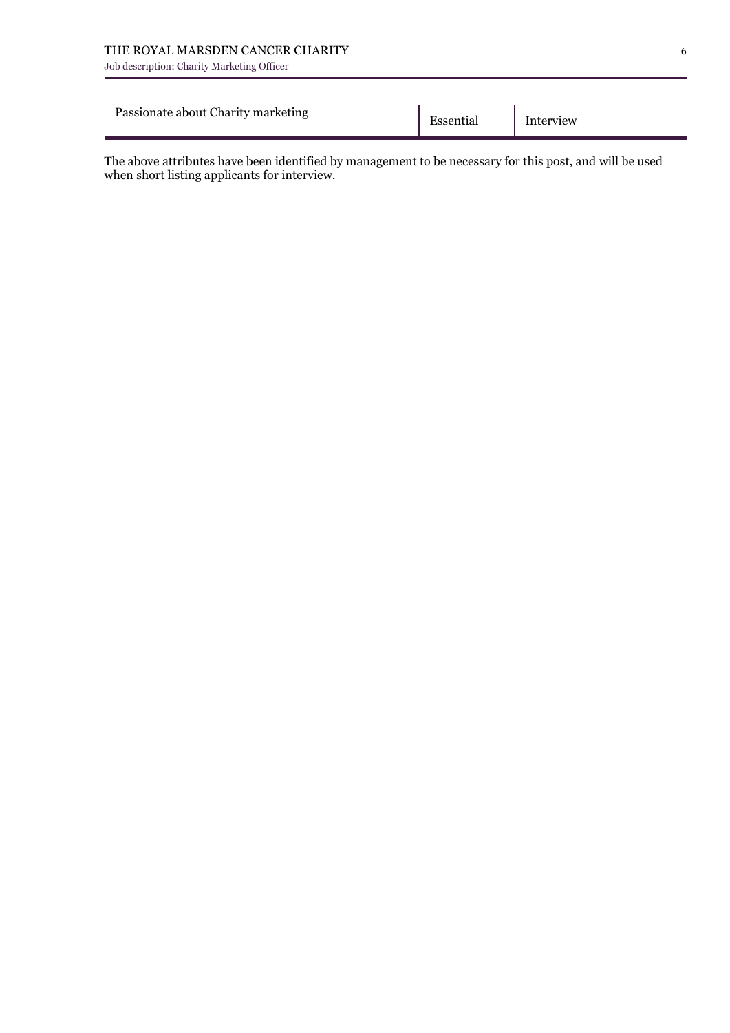| | | |
|---|---|---|
| Passionate about Charity marketing | Essential | Interview |

The above attributes have been identified by management to be necessary for this post, and will be used when short listing applicants for interview.